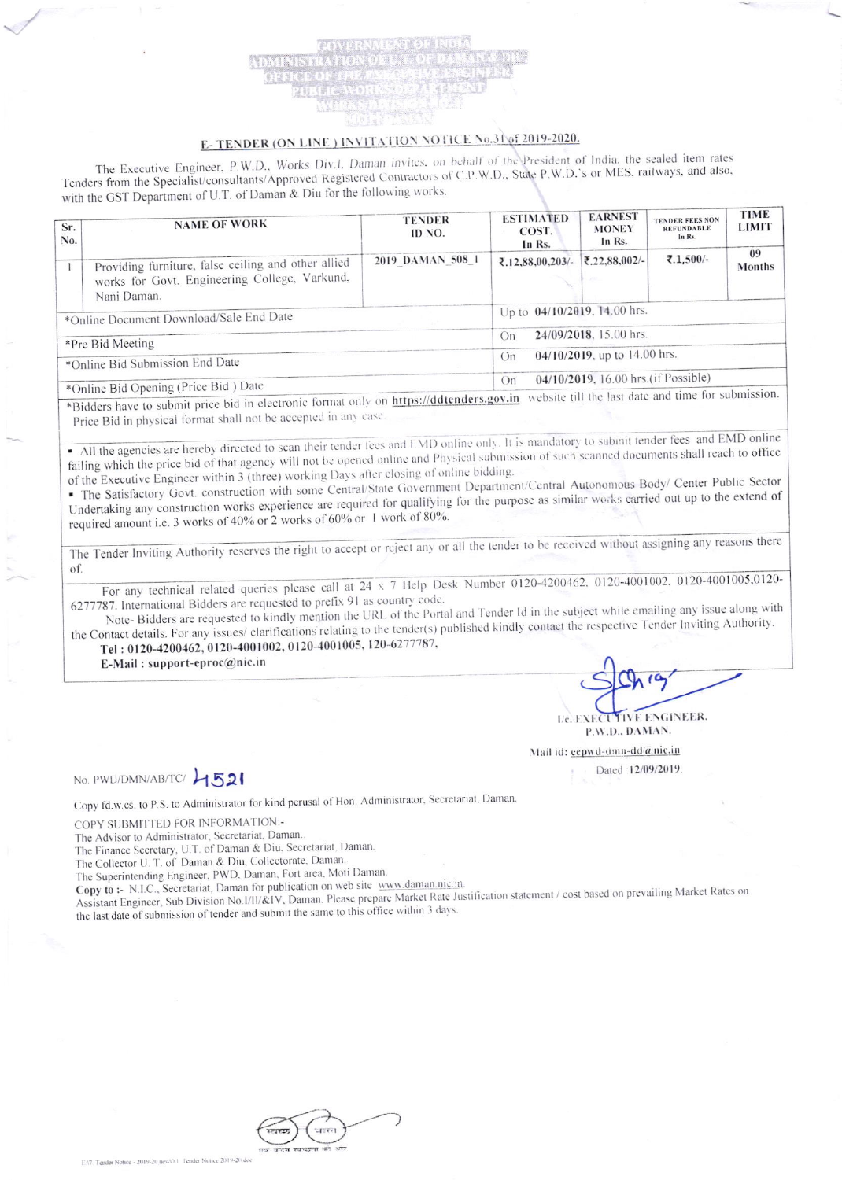GOVERNMENT OF INDIA
ADMINISTRATION OF U.T. OF DAMAN & DIU
OFFICE OF THE EXECUTIVE ENGINEER
PUBLIC WORKS DEPARTMENT
WORKS DIVISION NO. I
MOTI DAMAN

## E- TENDER (ON LINE) INVITATION NOTICE No.31 of 2019-2020.

The Executive Engineer, P.W.D., Works Div.I, Daman invites, on behalf of the President of India, the sealed item rates Tenders from the Specialist/consultants/Approved Registered Contractors of C.P.W.D., State P.W.D.'s or MES, railways, and also, with the GST Department of U.T. of Daman & Diu for the following works.

| Sr. No. | NAME OF WORK | TENDER ID NO. | ESTIMATED COST. In Rs. | EARNEST MONEY In Rs. | TENDER FEES NON REFUNDABLE In Rs. | TIME LIMIT |
|---|---|---|---|---|---|---|
| 1 | Providing furniture, false ceiling and other allied works for Govt. Engineering College, Varkund, Nani Daman. | 2019_DAMAN_508_1 | ₹.12,88,00,203/- | ₹.22,88,002/- | ₹.1,500/- | 09 Months |
| *Online Document Download/Sale End Date | | | Up to 04/10/2019, 14.00 hrs. | | | |
| *Pre Bid Meeting | | | On 24/09/2018, 15.00 hrs. | | | |
| *Online Bid Submission End Date | | | On 04/10/2019, up to 14.00 hrs. | | | |
| *Online Bid Opening (Price Bid ) Date | | | On 04/10/2019, 16.00 hrs.(if Possible) | | | |

*Bidders have to submit price bid in electronic format only on **https://ddtenders.gov.in** website till the last date and time for submission. Price Bid in physical format shall not be accepted in any case.

- All the agencies are hereby directed to scan their tender fees and EMD online only. It is mandatory to submit tender fees and EMD online failing which the price bid of that agency will not be opened online and Physical submission of such scanned documents shall reach to office of the Executive Engineer within 3 (three) working Days after closing of online bidding.
- The Satisfactory Govt. construction with some Central/State Government Department/Central Autonomous Body/ Center Public Sector Undertaking any construction works experience are required for qualifying for the purpose as similar works carried out up to the extend of required amount i.e. 3 works of 40% or 2 works of 60% or 1 work of 80%.

The Tender Inviting Authority reserves the right to accept or reject any or all the tender to be received without assigning any reasons there of.

For any technical related queries please call at 24 x 7 Help Desk Number 0120-4200462, 0120-4001002, 0120-4001005,0120-6277787. International Bidders are requested to prefix 91 as country code.

Note- Bidders are requested to kindly mention the URL of the Portal and Tender Id in the subject while emailing any issue along with the Contact details. For any issues/ clarifications relating to the tender(s) published kindly contact the respective Tender Inviting Authority.

**Tel : 0120-4200462, 0120-4001002, 0120-4001005, 120-6277787,**
**E-Mail : support-eproc@nic.in**

I/c. EXECUTIVE ENGINEER,
P.W.D., DAMAN.

Mail id: eepwd-dmn-dd@nic.in

No. PWD/DMN/AB/TC/ 4521

Dated 12/09/2019.

Copy fd.w.cs. to P.S. to Administrator for kind perusal of Hon. Administrator, Secretariat, Daman.

COPY SUBMITTED FOR INFORMATION:-
The Advisor to Administrator, Secretariat, Daman.
The Finance Secretary, U.T. of Daman & Diu, Secretariat, Daman.
The Collector U. T. of Daman & Diu, Collectorate, Daman.
The Superintending Engineer, PWD, Daman, Fort area, Moti Daman.

**Copy to :-** N.I.C., Secretariat, Daman for publication on web site www.daman.nic.in.
Assistant Engineer, Sub Division No.I/II/&IV, Daman. Please prepare Market Rate Justification statement / cost based on prevailing Market Rates on the last date of submission of tender and submit the same to this office within 3 days.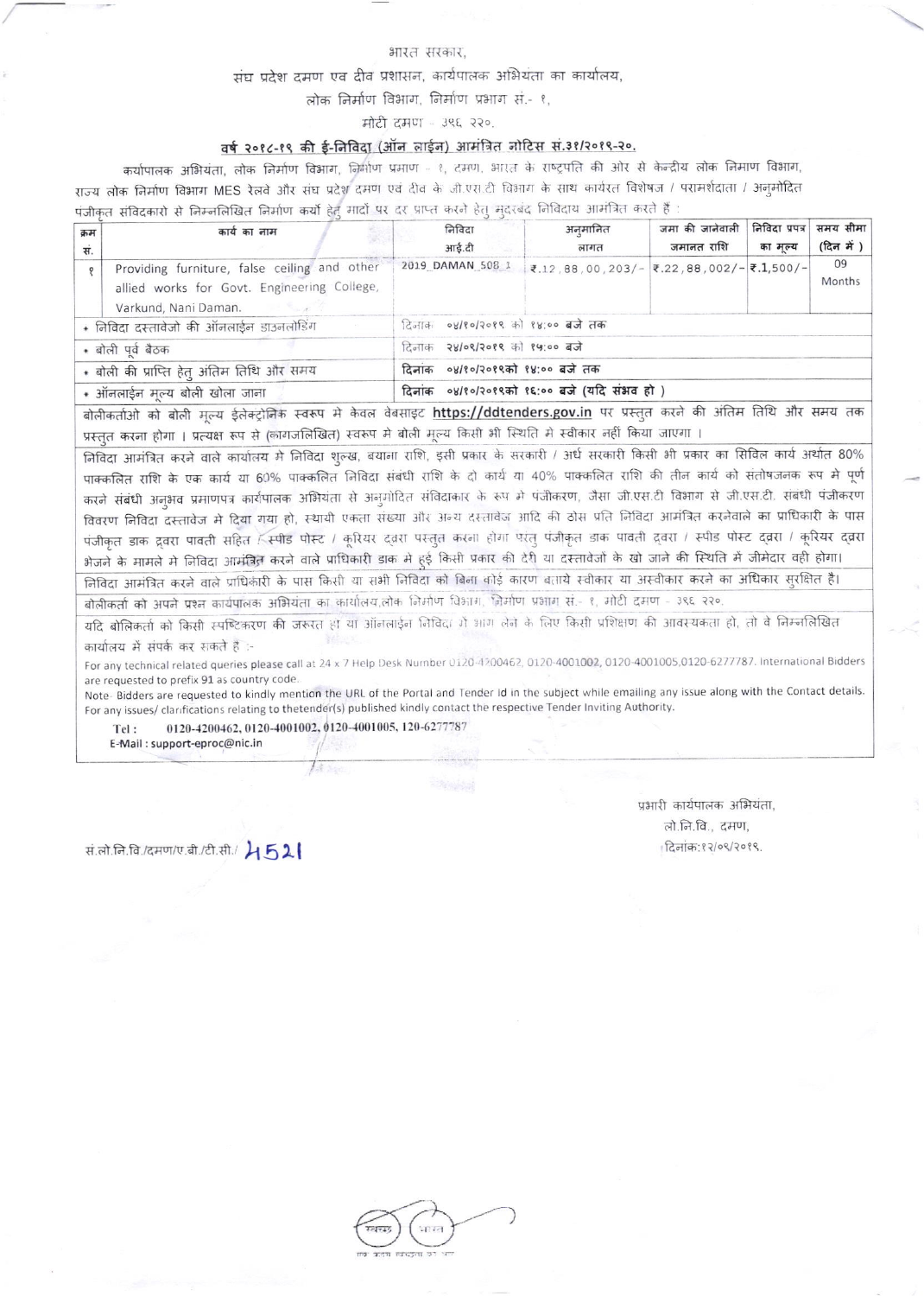भारत सरकार,

संघ प्रदेश दमण एव दीव प्रशासन, कार्यपालक अभियंता का कार्यालय,

लोक निर्माण विभाग, निर्माण प्रभाग सं.- १,

मोटी दमण - ३९६ २२०.

## वर्ष २०१८-१९ की ई-निविदा (ऑन लाईन) आमंत्रित नोटिस सं.३१/२०१९-२०.

कार्यपालक अभियंता, लोक निर्माण विभाग, निर्माण प्रभाग - १, दमण, भारत के राष्ट्रपति की ओर से केन्द्रीय लोक निमाण विभाग, राज्य लोक निर्माण विभाग MES रेलवे और संघ प्रदेश दमण एव दीव के जी.एस.टी विभाग के साथ कार्यरत विशेषज / परामर्शदाता / अनुमोदित पंजीकृत संविदकारो से निम्नलिखित निर्माण कर्यों हेतु मदों पर दर प्राप्त करने हेतु मुहरबंद निविदाय आमंत्रित करते हैं :

| क्रम सं. | कार्य का नाम | निविदा आई.डी | अनुमानित लागत | जमा की जानेवाली जमानत राशि | निविदा प्रपत्र का मूल्य | समय सीमा (दिन में ) |
|---|---|---|---|---|---|---|
| १ | Providing furniture, false ceiling and other allied works for Govt. Engineering College, Varkund, Nani Daman. | 2019_DAMAN_508_1 | ₹.12,88,00,203/- | ₹.22,88,002/- | ₹.1,500/- | 09 Months |
| • निविदा दस्तावेजो की ऑनलाईन डाउनलोडिंग | | दिनांक ०४/१०/२०१९ को १४:०० बजे तक | | | | |
| • बोली पूर्व बैठक | | दिनांक २४/०९/२०१९ को १५:०० बजे | | | | |
| • बोली की प्राप्ति हेतु अंतिम तिथि और समय | | दिनांक ०४/१०/२०१९को १५:०० बजे तक | | | | |
| • ऑनलाईन मूल्य बोली खोला जाना | | दिनांक ०४/१०/२०१९को १६:०० बजे (यदि संभव हो ) | | | | |

बोलीकर्ताओ को बोली मूल्य ईलेक्ट्रोनिक स्वरूप मे केवल वेबसाइट **https://ddtenders.gov.in** पर प्रस्तुत करने की अंतिम तारीख और समय तक प्रस्तुत करना होगा । प्रत्यक्ष रूप से (कागजलिखित) स्वरूप मे बोली मूल्य किसी भी स्थिति मे स्वीकार नहीं किया जाएगा ।

निविदा आमंत्रित करने वाले कार्यालय मे निविदा शुल्क, बयाना राशि, इसी प्रकार के सरकारी / अर्ध सरकारी किसी भी प्रकार का सिविल कार्य अर्थात 80% पाक्कलित राशि के एक कार्य या 60% पाक्कलित निविदा संबंधी राशि के दो कार्य या 40% पाक्कलित राशि की तीन कार्य को संतोषजनक रूप मे पूर्ण करने संबंधी अनुभव प्रमाणपत्र कार्यपालक अभियंता से अनुमोदित संविदाकार के रूप मे पंजीकरण, जैसा जी.एस.टी विभाग से जी.एस.टी. संबंधी पंजीकरण विवरण निविदा दस्तावेज मे दिया गया हो, स्थायी एकता संख्या और अन्य दस्तावेज आदि की ठोस प्रति निविदा आमंत्रित करनेवाले का प्राधिकारी के पास पंजीकृत डाक पावती सहित / स्पीड पोस्ट / कुरियर द्वारा प्रस्तुत करना होगा परंतु पंजीकृत डाक पावती द्वारा / स्पीड पोस्ट द्वारा / कुरियर द्वारा भेजने के मामले मे निविदा आमंत्रित करने वाले प्राधिकारी डाक मे हुई किसी प्रकार की देरी या दस्तावेजों के खो जाने की स्थिति मे जीमेदार नही होगा।

निविदा आमंत्रित करने वाले प्राधिकारी के पास किसी या सभी निविदा को बिना कोई कारण बताये स्वीकार या अस्वीकार करने का अधिकार सुरक्षित है।

बोलीकर्ता को अपने प्रश्न कार्यपालक अभियंता का कार्यालय,लोक निर्माण विभाग, निर्माण प्रभाग सं.- १, मोटी दमण - ३९६ २२०.

यदि बोलिकर्ता को किसी स्पष्टिकरण की जरूरत हो या ऑनलाईन निविदा मे भाग लेने के लिए किसी प्रशिक्षण की आवश्यकता हो, तो वे निम्नलिखित कार्यालय मे संपर्क कर सकते है :-

For any technical related queries please call at 24 x 7 Help Desk Number 0120-4200462, 0120-4001002, 0120-4001005,0120-6277787. International Bidders are requested to prefix 91 as country code.

Note- Bidders are requested to kindly mention the URL of the Portal and Tender Id in the subject while emailing any issue along with the Contact details. For any issues/ clarifications relating to thetender(s) published kindly contact the respective Tender Inviting Authority.

Tel : 0120-4200462, 0120-4001002, 0120-4001005, 120-6277787

E-Mail : support-eproc@nic.in

प्रभारी कार्यपालक अभियंता,

लो.नि.वि., दमण,

दिनांक:१२/०९/२०१९.

सं.लो.नि.वि./दमण/ए.बी./टी.सी./ 4521